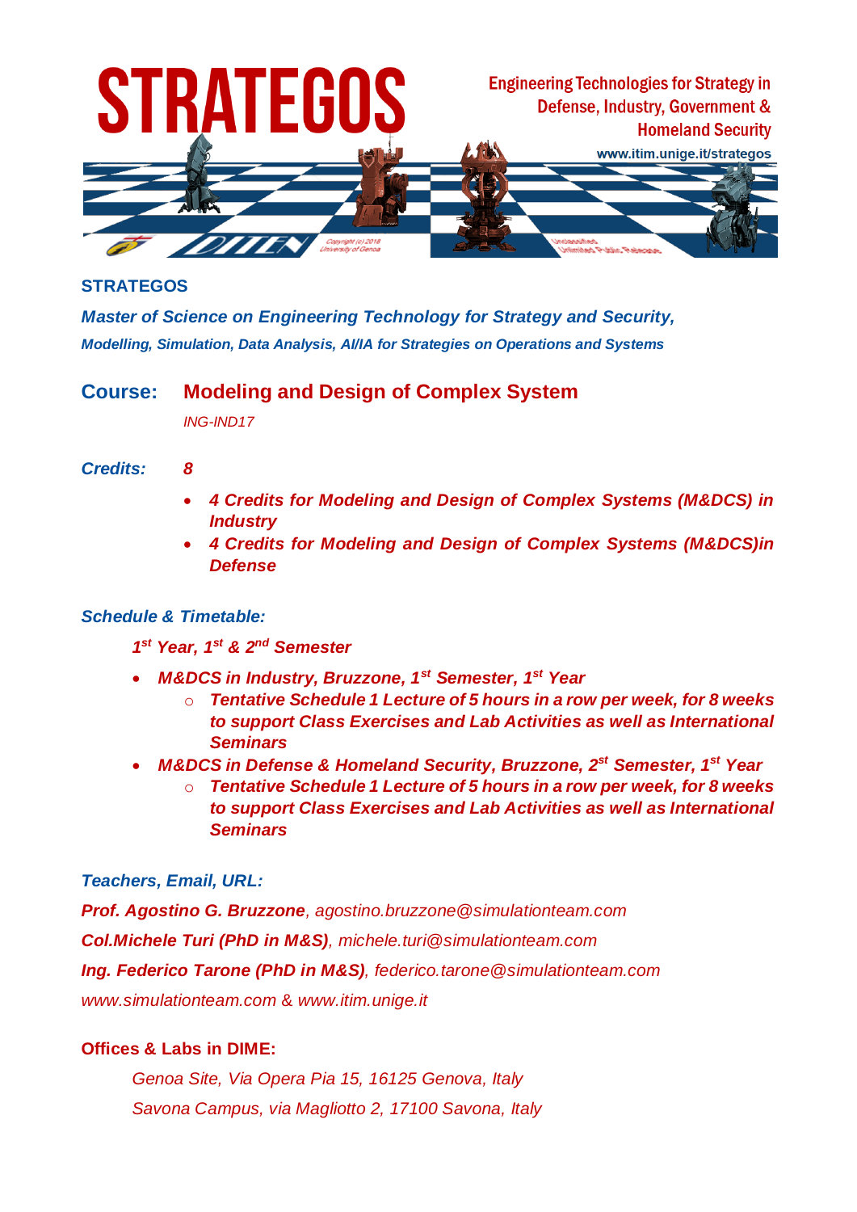**STRATEGOS**

***Master of Science on Engineering Technology for Strategy and Security,***
***Modelling, Simulation, Data Analysis, AI/IA for Strategies on Operations and Systems***

## Course: Modeling and Design of Complex System

*ING-IND17*

***Credits: 8***

- ***4 Credits for Modeling and Design of Complex Systems (M&DCS) in Industry***
- ***4 Credits for Modeling and Design of Complex Systems (M&DCS)in Defense***

***Schedule & Timetable:***

***1st Year, 1st & 2nd Semester***

- ***M&DCS in Industry, Bruzzone, 1st Semester, 1st Year***
  - ***Tentative Schedule 1 Lecture of 5 hours in a row per week, for 8 weeks to support Class Exercises and Lab Activities as well as International Seminars***
- ***M&DCS in Defense & Homeland Security, Bruzzone, 2st Semester, 1st Year***
  - ***Tentative Schedule 1 Lecture of 5 hours in a row per week, for 8 weeks to support Class Exercises and Lab Activities as well as International Seminars***

***Teachers, Email, URL:***

***Prof. Agostino G. Bruzzone***, *agostino.bruzzone@simulationteam.com*
***Col.Michele Turi (PhD in M&S)***, *michele.turi@simulationteam.com*
***Ing. Federico Tarone (PhD in M&S)***, *federico.tarone@simulationteam.com*
*www.simulationteam.com* & *www.itim.unige.it*

**Offices & Labs in DIME:**

*Genoa Site, Via Opera Pia 15, 16125 Genova, Italy*
*Savona Campus, via Magliotto 2, 17100 Savona, Italy*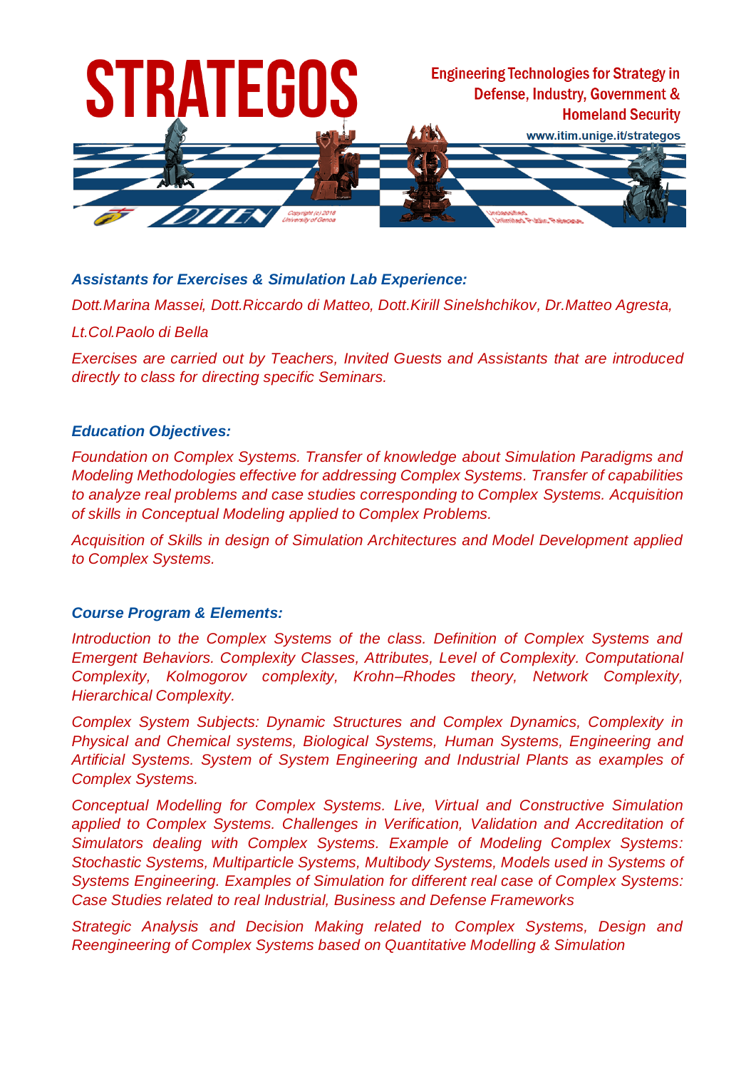***Assistants for Exercises & Simulation Lab Experience:***

*Dott.Marina Massei, Dott.Riccardo di Matteo, Dott.Kirill Sinelshchikov, Dr.Matteo Agresta,*

*Lt.Col.Paolo di Bella*

*Exercises are carried out by Teachers, Invited Guests and Assistants that are introduced directly to class for directing specific Seminars.*

***Education Objectives:***

*Foundation on Complex Systems. Transfer of knowledge about Simulation Paradigms and Modeling Methodologies effective for addressing Complex Systems. Transfer of capabilities to analyze real problems and case studies corresponding to Complex Systems. Acquisition of skills in Conceptual Modeling applied to Complex Problems.*

*Acquisition of Skills in design of Simulation Architectures and Model Development applied to Complex Systems.*

***Course Program & Elements:***

*Introduction to the Complex Systems of the class. Definition of Complex Systems and Emergent Behaviors. Complexity Classes, Attributes, Level of Complexity. Computational Complexity, Kolmogorov complexity, Krohn–Rhodes theory, Network Complexity, Hierarchical Complexity.*

*Complex System Subjects: Dynamic Structures and Complex Dynamics, Complexity in Physical and Chemical systems, Biological Systems, Human Systems, Engineering and Artificial Systems. System of System Engineering and Industrial Plants as examples of Complex Systems.*

*Conceptual Modelling for Complex Systems. Live, Virtual and Constructive Simulation applied to Complex Systems. Challenges in Verification, Validation and Accreditation of Simulators dealing with Complex Systems. Example of Modeling Complex Systems: Stochastic Systems, Multiparticle Systems, Multibody Systems, Models used in Systems of Systems Engineering. Examples of Simulation for different real case of Complex Systems: Case Studies related to real Industrial, Business and Defense Frameworks*

*Strategic Analysis and Decision Making related to Complex Systems, Design and Reengineering of Complex Systems based on Quantitative Modelling & Simulation*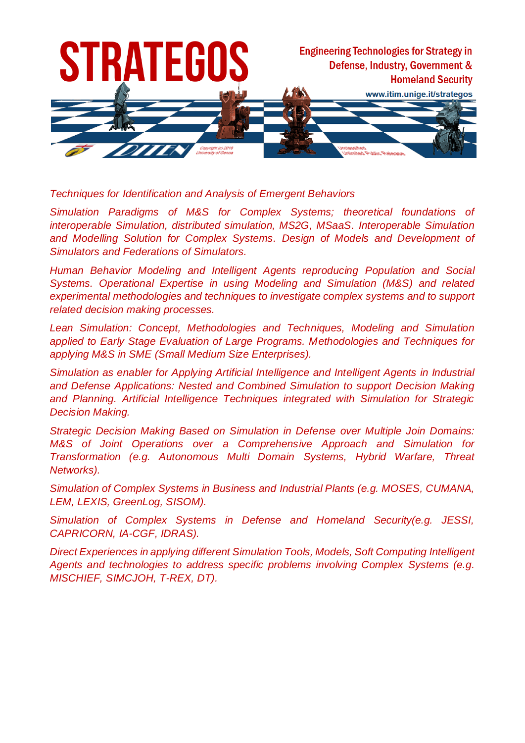*Techniques for Identification and Analysis of Emergent Behaviors*

*Simulation Paradigms of M&S for Complex Systems; theoretical foundations of interoperable Simulation, distributed simulation, MS2G, MSaaS. Interoperable Simulation and Modelling Solution for Complex Systems. Design of Models and Development of Simulators and Federations of Simulators.*

*Human Behavior Modeling and Intelligent Agents reproducing Population and Social Systems. Operational Expertise in using Modeling and Simulation (M&S) and related experimental methodologies and techniques to investigate complex systems and to support related decision making processes.*

*Lean Simulation: Concept, Methodologies and Techniques, Modeling and Simulation applied to Early Stage Evaluation of Large Programs. Methodologies and Techniques for applying M&S in SME (Small Medium Size Enterprises).*

*Simulation as enabler for Applying Artificial Intelligence and Intelligent Agents in Industrial and Defense Applications: Nested and Combined Simulation to support Decision Making and Planning. Artificial Intelligence Techniques integrated with Simulation for Strategic Decision Making.*

*Strategic Decision Making Based on Simulation in Defense over Multiple Join Domains: M&S of Joint Operations over a Comprehensive Approach and Simulation for Transformation (e.g. Autonomous Multi Domain Systems, Hybrid Warfare, Threat Networks).*

*Simulation of Complex Systems in Business and Industrial Plants (e.g. MOSES, CUMANA, LEM, LEXIS, GreenLog, SISOM).*

*Simulation of Complex Systems in Defense and Homeland Security(e.g. JESSI, CAPRICORN, IA-CGF, IDRAS).*

*Direct Experiences in applying different Simulation Tools, Models, Soft Computing Intelligent Agents and technologies to address specific problems involving Complex Systems (e.g. MISCHIEF, SIMCJOH, T-REX, DT).*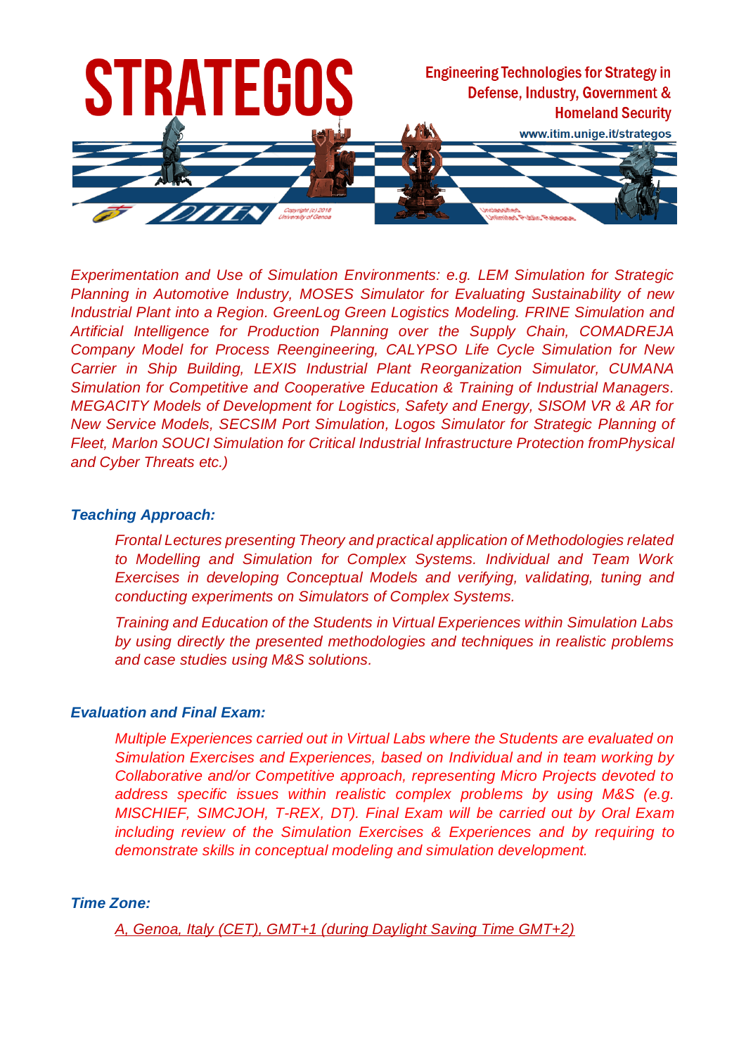*Experimentation and Use of Simulation Environments: e.g. LEM Simulation for Strategic Planning in Automotive Industry, MOSES Simulator for Evaluating Sustainability of new Industrial Plant into a Region. GreenLog Green Logistics Modeling. FRINE Simulation and Artificial Intelligence for Production Planning over the Supply Chain, COMADREJA Company Model for Process Reengineering, CALYPSO Life Cycle Simulation for New Carrier in Ship Building, LEXIS Industrial Plant Reorganization Simulator, CUMANA Simulation for Competitive and Cooperative Education & Training of Industrial Managers. MEGACITY Models of Development for Logistics, Safety and Energy, SISOM VR & AR for New Service Models, SECSIM Port Simulation, Logos Simulator for Strategic Planning of Fleet, Marlon SOUCI Simulation for Critical Industrial Infrastructure Protection fromPhysical and Cyber Threats etc.)*

### *Teaching Approach:*

*Frontal Lectures presenting Theory and practical application of Methodologies related to Modelling and Simulation for Complex Systems. Individual and Team Work Exercises in developing Conceptual Models and verifying, validating, tuning and conducting experiments on Simulators of Complex Systems.*

*Training and Education of the Students in Virtual Experiences within Simulation Labs by using directly the presented methodologies and techniques in realistic problems and case studies using M&S solutions.*

### *Evaluation and Final Exam:*

*Multiple Experiences carried out in Virtual Labs where the Students are evaluated on Simulation Exercises and Experiences, based on Individual and in team working by Collaborative and/or Competitive approach, representing Micro Projects devoted to address specific issues within realistic complex problems by using M&S (e.g. MISCHIEF, SIMCJOH, T-REX, DT). Final Exam will be carried out by Oral Exam including review of the Simulation Exercises & Experiences and by requiring to demonstrate skills in conceptual modeling and simulation development.*

### *Time Zone:*

*A, Genoa, Italy (CET), GMT+1 (during Daylight Saving Time GMT+2)*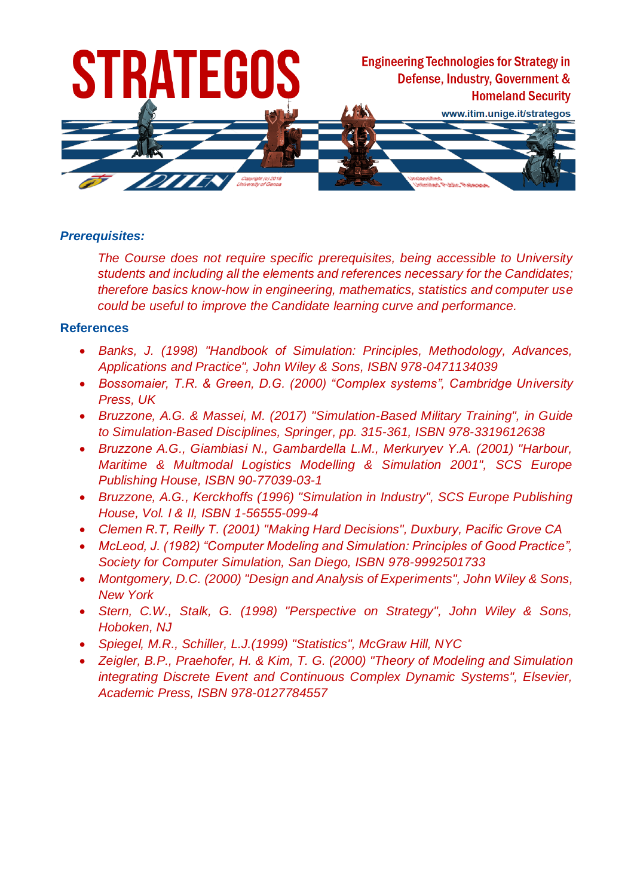***Prerequisites:***

*The Course does not require specific prerequisites, being accessible to University students and including all the elements and references necessary for the Candidates; therefore basics know-how in engineering, mathematics, statistics and computer use could be useful to improve the Candidate learning curve and performance.*

**References**

- *Banks, J. (1998) "Handbook of Simulation: Principles, Methodology, Advances, Applications and Practice", John Wiley & Sons, ISBN 978-0471134039*
- *Bossomaier, T.R. & Green, D.G. (2000) "Complex systems", Cambridge University Press, UK*
- *Bruzzone, A.G. & Massei, M. (2017) "Simulation-Based Military Training", in Guide to Simulation-Based Disciplines, Springer, pp. 315-361, ISBN 978-3319612638*
- *Bruzzone A.G., Giambiasi N., Gambardella L.M., Merkuryev Y.A. (2001) "Harbour, Maritime & Multmodal Logistics Modelling & Simulation 2001", SCS Europe Publishing House, ISBN 90-77039-03-1*
- *Bruzzone, A.G., Kerckhoffs (1996) "Simulation in Industry", SCS Europe Publishing House, Vol. I & II, ISBN 1-56555-099-4*
- *Clemen R.T, Reilly T. (2001) "Making Hard Decisions", Duxbury, Pacific Grove CA*
- *McLeod, J. (1982) "Computer Modeling and Simulation: Principles of Good Practice", Society for Computer Simulation, San Diego, ISBN 978-9992501733*
- *Montgomery, D.C. (2000) "Design and Analysis of Experiments", John Wiley & Sons, New York*
- *Stern, C.W., Stalk, G. (1998) "Perspective on Strategy", John Wiley & Sons, Hoboken, NJ*
- *Spiegel, M.R., Schiller, L.J.(1999) "Statistics", McGraw Hill, NYC*
- *Zeigler, B.P., Praehofer, H. & Kim, T. G. (2000) "Theory of Modeling and Simulation integrating Discrete Event and Continuous Complex Dynamic Systems", Elsevier, Academic Press, ISBN 978-0127784557*